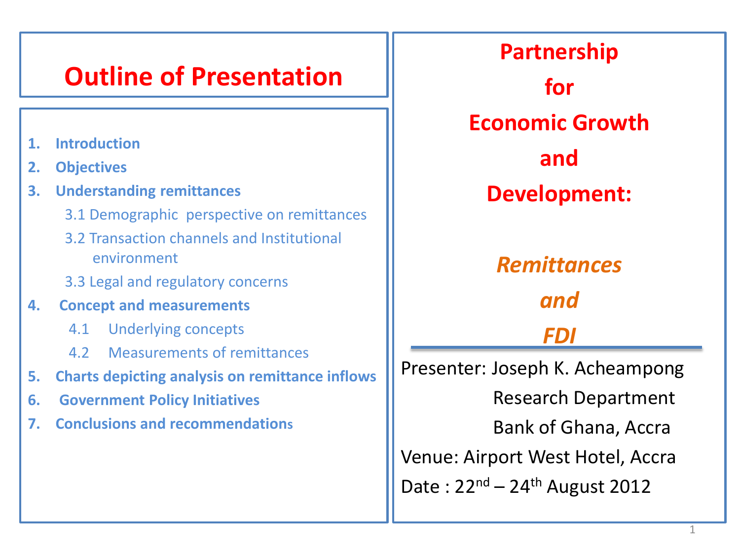# Partnership for Economic Growth and Development:

## *Remittances and FDI*

Presenter: Joseph K. Acheampong
Research Department
Bank of Ghana, Accra

Venue: Airport West Hotel, Accra

Date : 22nd – 24th August 2012

## Outline of Presentation

1. **Introduction**
2. **Objectives**
3. **Understanding remittances**
   - 3.1 Demographic perspective on remittances
   - 3.2 Transaction channels and Institutional environment
   - 3.3 Legal and regulatory concerns
4. **Concept and measurements**
   - 4.1 Underlying concepts
   - 4.2 Measurements of remittances
5. **Charts depicting analysis on remittance inflows**
6. **Government Policy Initiatives**
7. **Conclusions and recommendations**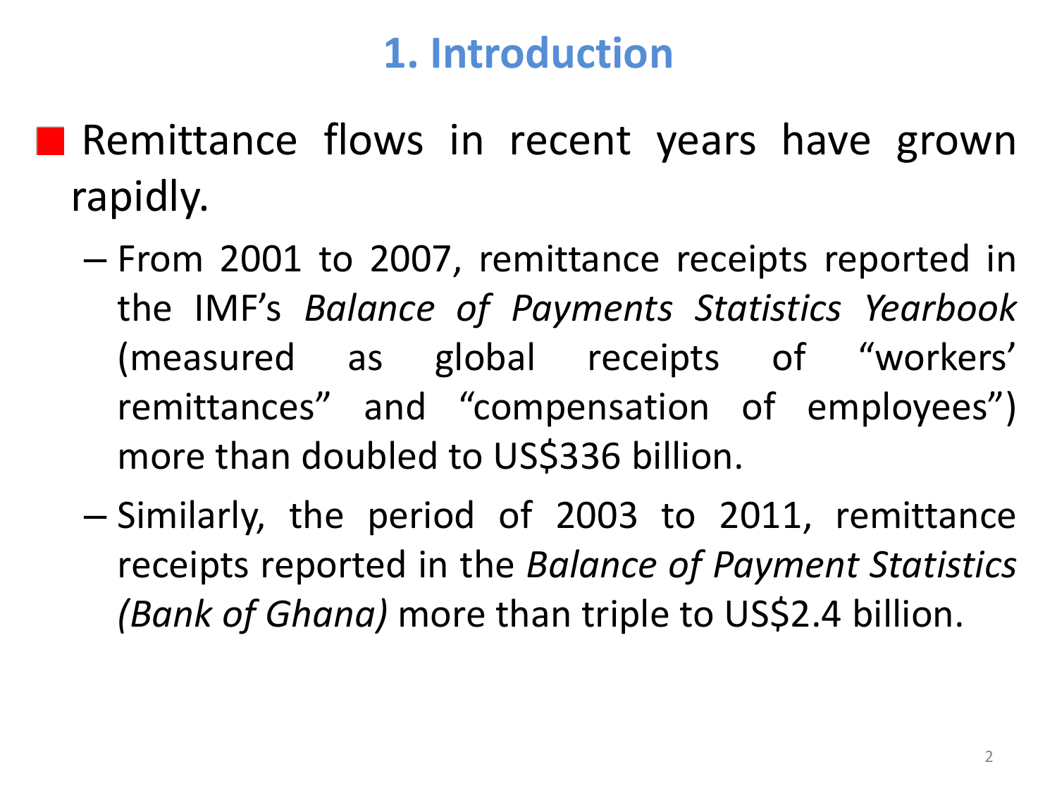# 1. Introduction

- Remittance flows in recent years have grown rapidly.
  - From 2001 to 2007, remittance receipts reported in the IMF's *Balance of Payments Statistics Yearbook* (measured as global receipts of "workers' remittances" and "compensation of employees") more than doubled to US$336 billion.
  - Similarly, the period of 2003 to 2011, remittance receipts reported in the *Balance of Payment Statistics (Bank of Ghana)* more than triple to US$2.4 billion.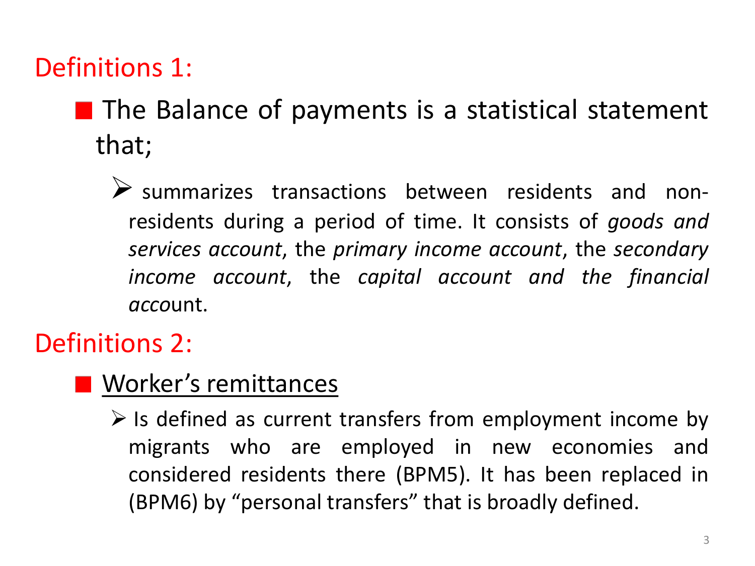## Definitions 1:

- The Balance of payments is a statistical statement that;
  - summarizes transactions between residents and non-residents during a period of time. It consists of *goods and services account*, the *primary income account*, the *secondary income account*, the *capital account and the financial acco*unt.

## Definitions 2:

- <u>Worker's remittances</u>
  - Is defined as current transfers from employment income by migrants who are employed in new economies and considered residents there (BPM5). It has been replaced in (BPM6) by "personal transfers" that is broadly defined.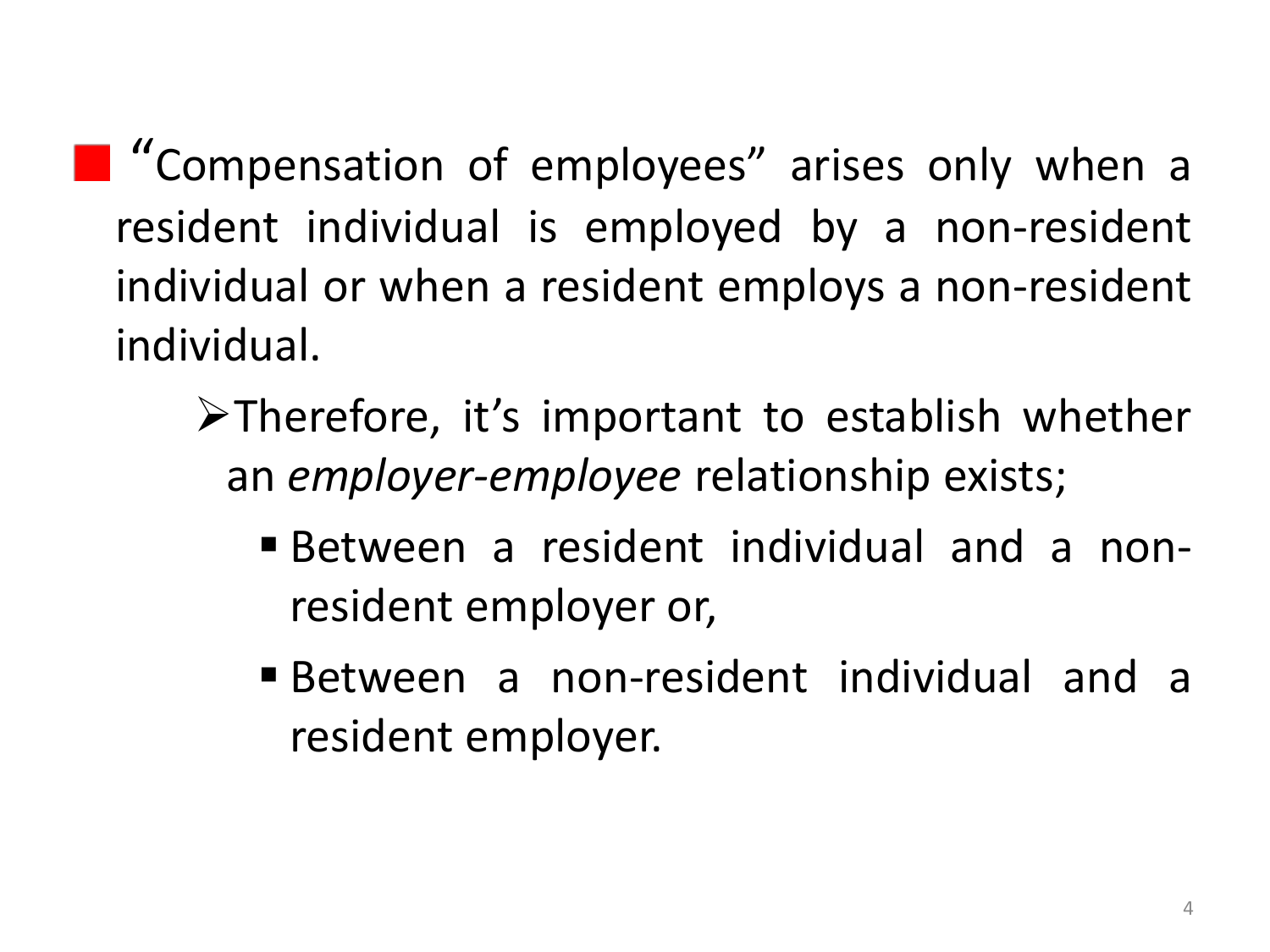- "Compensation of employees" arises only when a resident individual is employed by a non-resident individual or when a resident employs a non-resident individual.
  - Therefore, it's important to establish whether an *employer-employee* relationship exists;
    - Between a resident individual and a non-resident employer or,
    - Between a non-resident individual and a resident employer.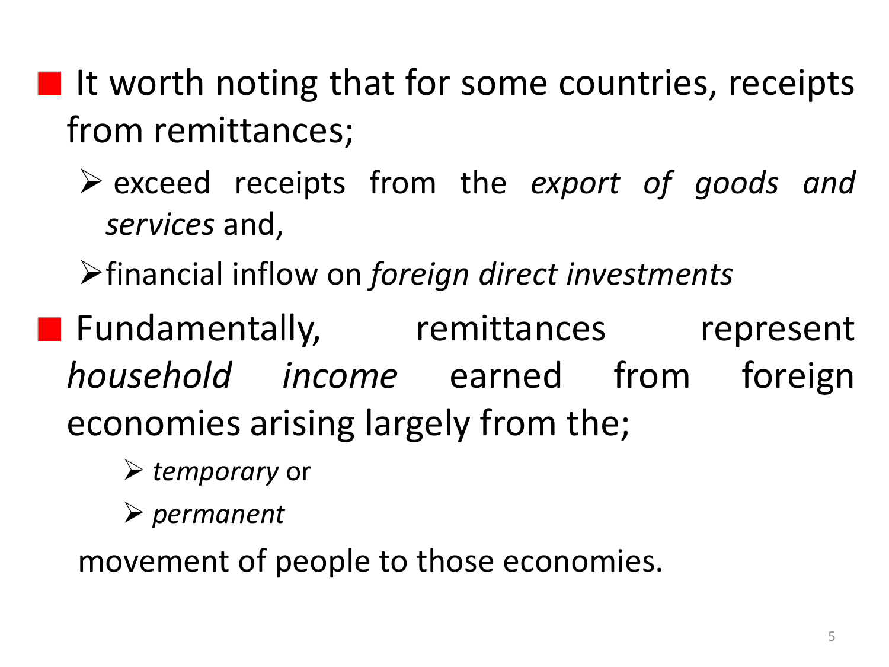- It worth noting that for some countries, receipts from remittances;
  - exceed receipts from the *export of goods and services* and,
  - financial inflow on *foreign direct investments*
- Fundamentally, remittances represent *household income* earned from foreign economies arising largely from the;
  - *temporary* or
  - *permanent*

  movement of people to those economies.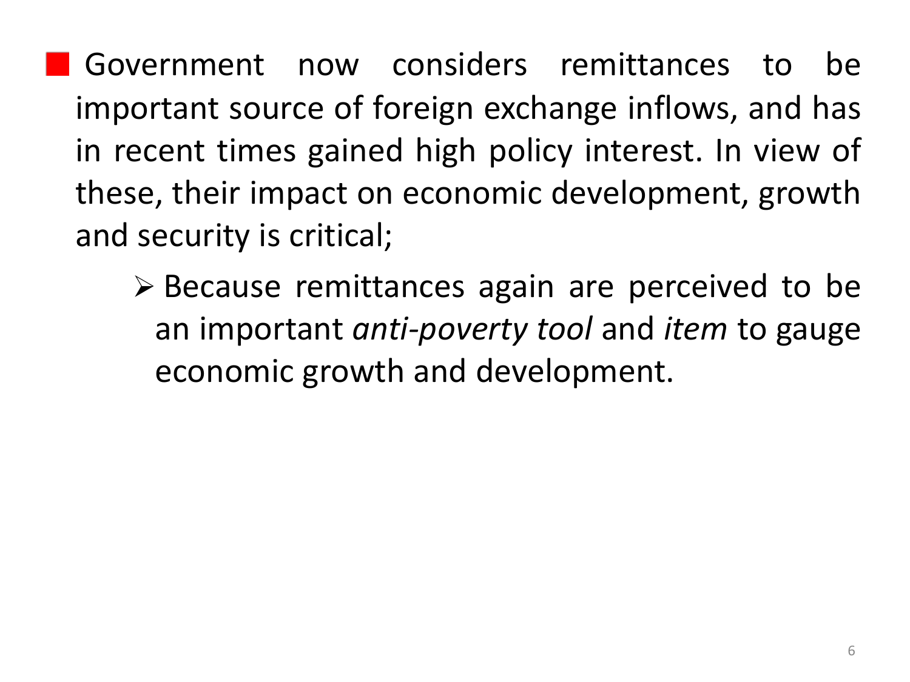- Government now considers remittances to be important source of foreign exchange inflows, and has in recent times gained high policy interest. In view of these, their impact on economic development, growth and security is critical;
  - Because remittances again are perceived to be an important *anti-poverty tool* and *item* to gauge economic growth and development.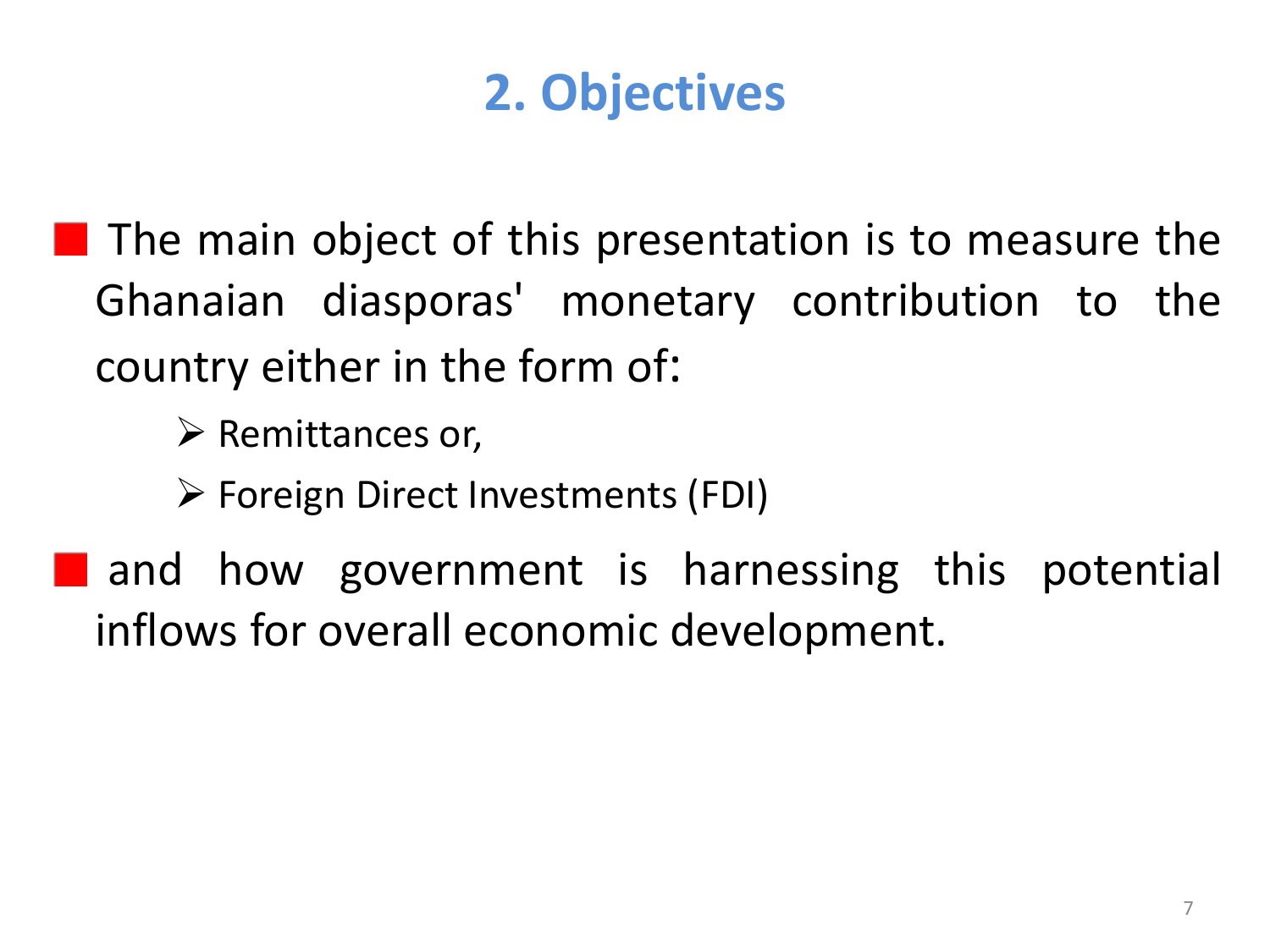## 2. Objectives

- The main object of this presentation is to measure the Ghanaian diasporas' monetary contribution to the country either in the form of:
  - Remittances or,
  - Foreign Direct Investments (FDI)
- and how government is harnessing this potential inflows for overall economic development.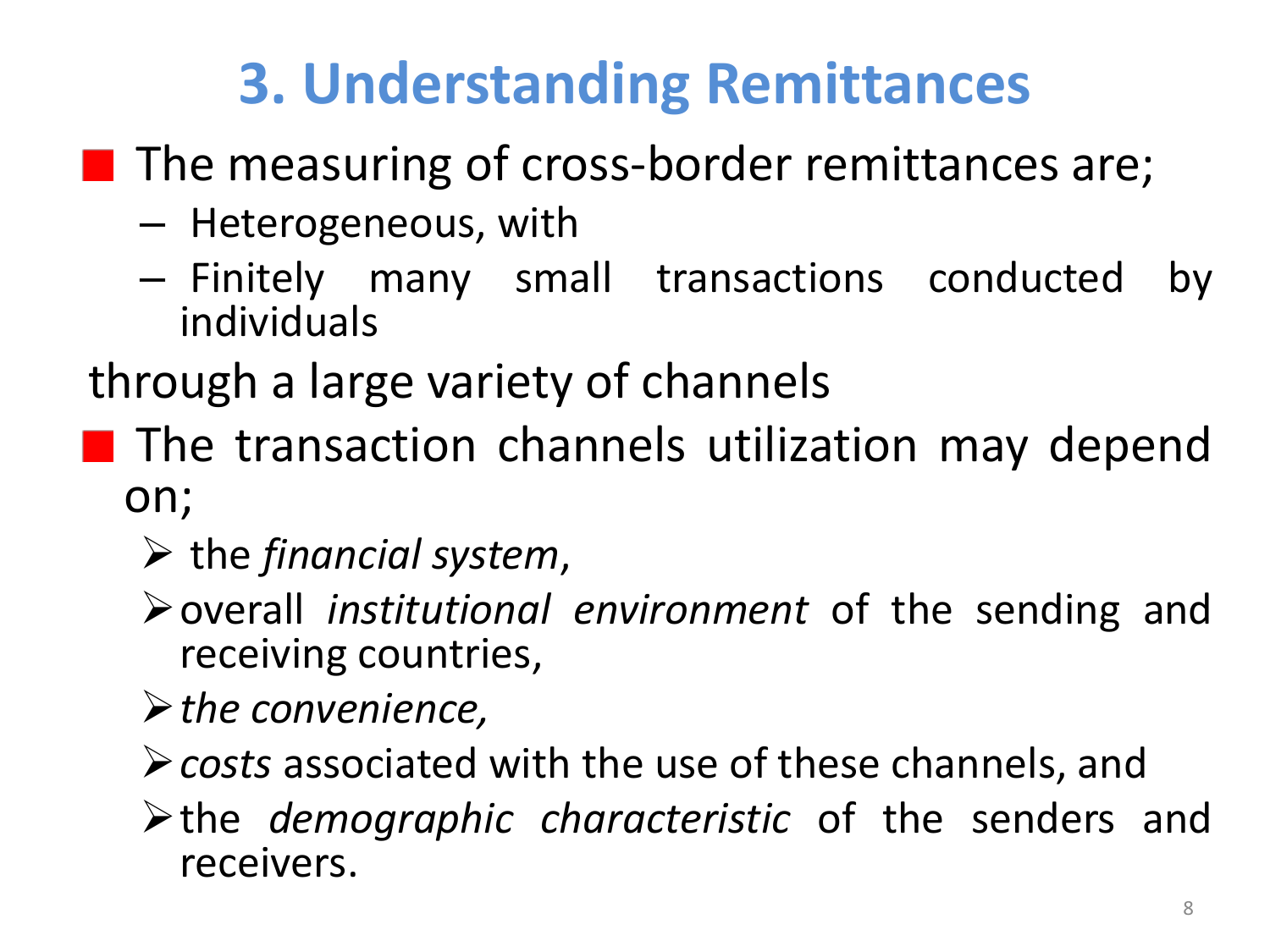# 3. Understanding Remittances

- The measuring of cross-border remittances are;
  - Heterogeneous, with
  - Finitely many small transactions conducted by individuals

through a large variety of channels

- The transaction channels utilization may depend on;
  - the *financial system*,
  - overall *institutional environment* of the sending and receiving countries,
  - *the convenience,*
  - *costs* associated with the use of these channels, and
  - the *demographic characteristic* of the senders and receivers.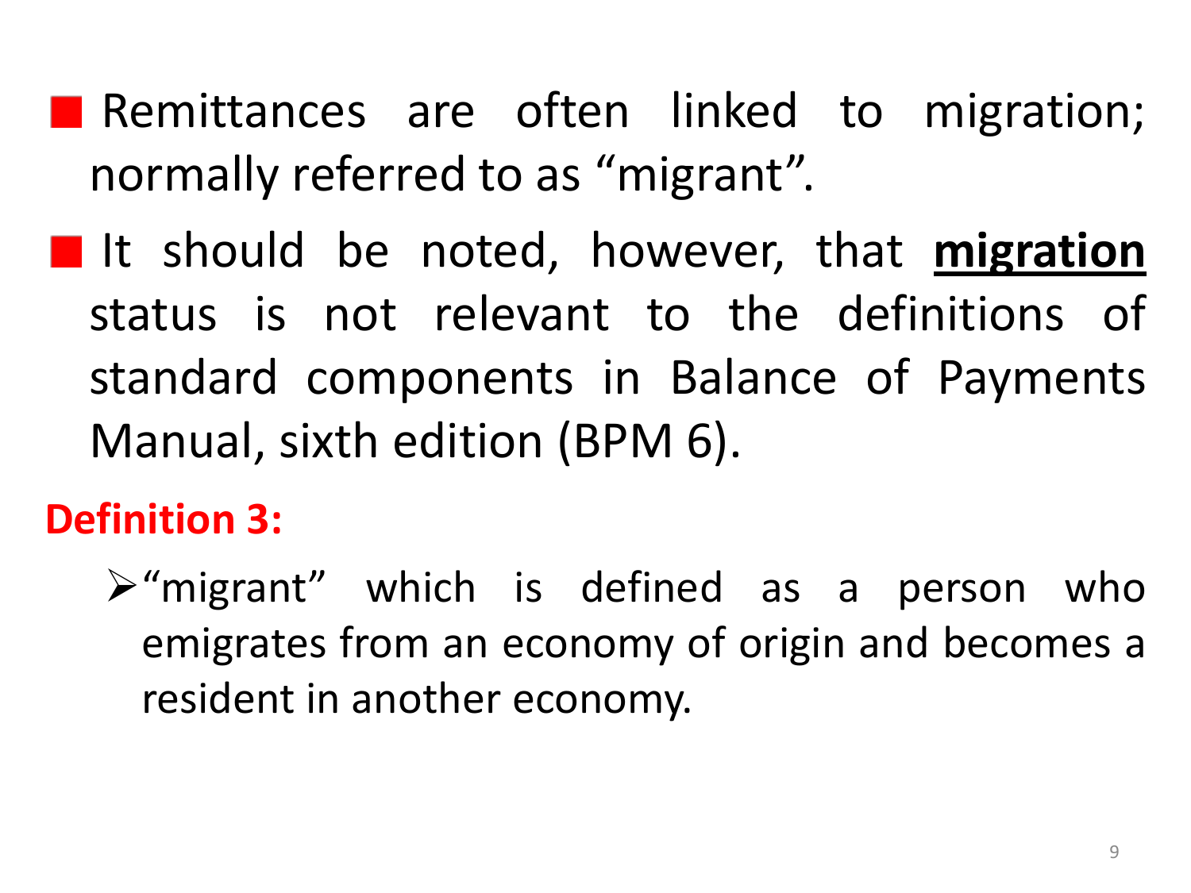- Remittances are often linked to migration; normally referred to as "migrant".
- It should be noted, however, that **migration** status is not relevant to the definitions of standard components in Balance of Payments Manual, sixth edition (BPM 6).

**Definition 3:**

- "migrant" which is defined as a person who emigrates from an economy of origin and becomes a resident in another economy.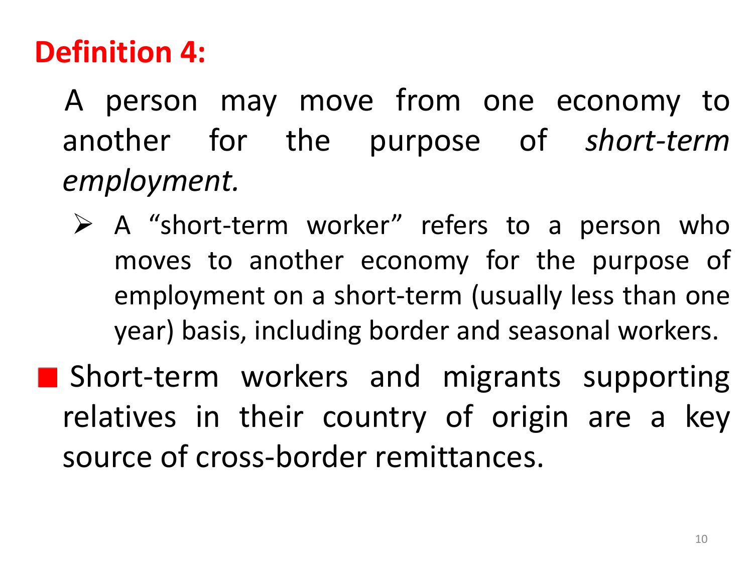## Definition 4:

A person may move from one economy to another for the purpose of *short-term employment.*

- A "short-term worker" refers to a person who moves to another economy for the purpose of employment on a short-term (usually less than one year) basis, including border and seasonal workers.

- Short-term workers and migrants supporting relatives in their country of origin are a key source of cross-border remittances.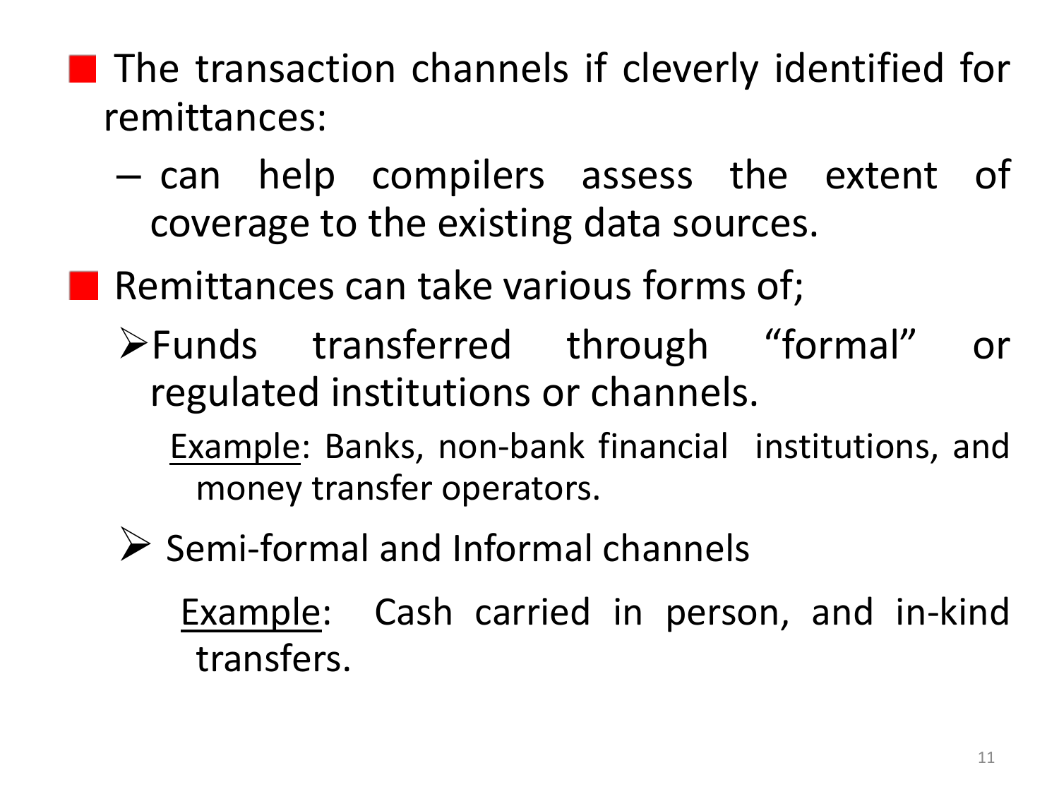- The transaction channels if cleverly identified for remittances:
  - can help compilers assess the extent of coverage to the existing data sources.
- Remittances can take various forms of;
  - Funds transferred through “formal” or regulated institutions or channels.

    Example: Banks, non-bank financial institutions, and money transfer operators.
  - Semi-formal and Informal channels

    Example: Cash carried in person, and in-kind transfers.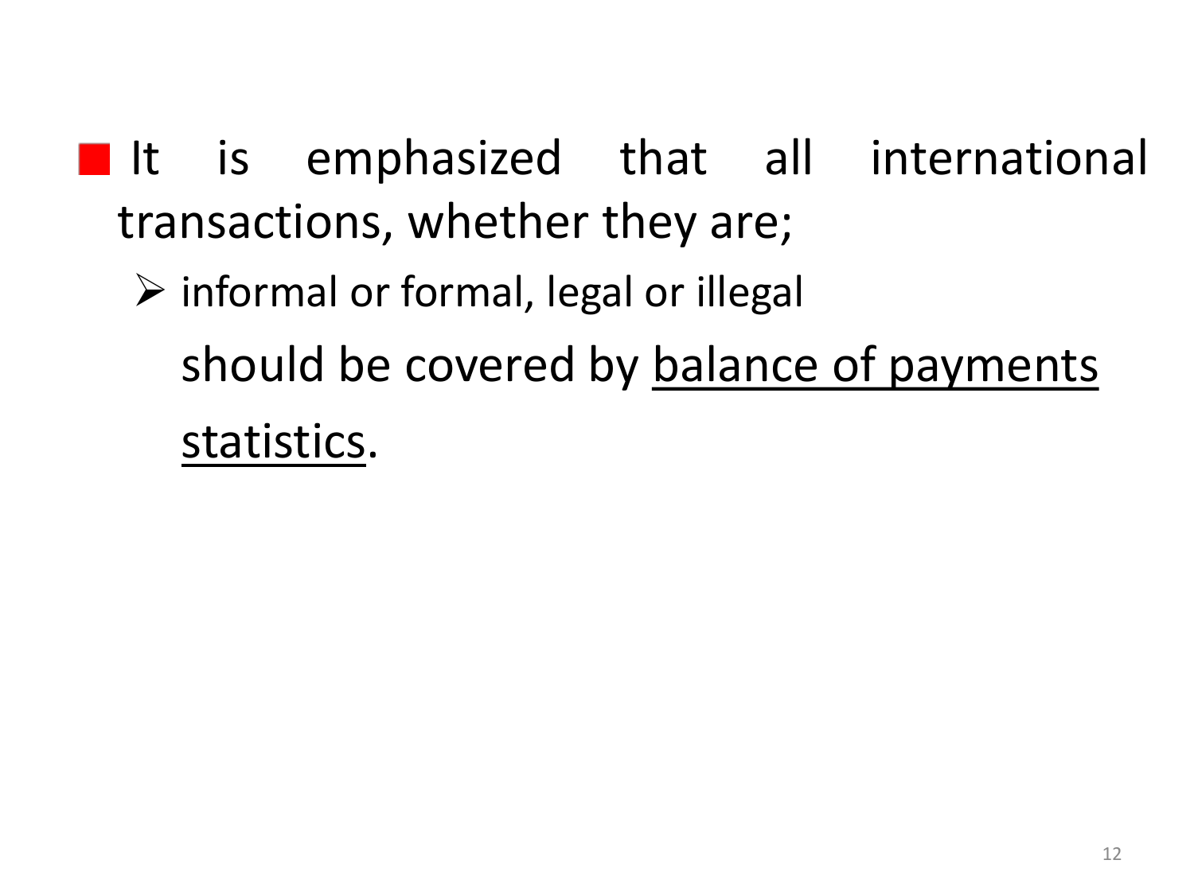- It is emphasized that all international transactions, whether they are;
  - informal or formal, legal or illegal

  should be covered by <u>balance of payments statistics</u>.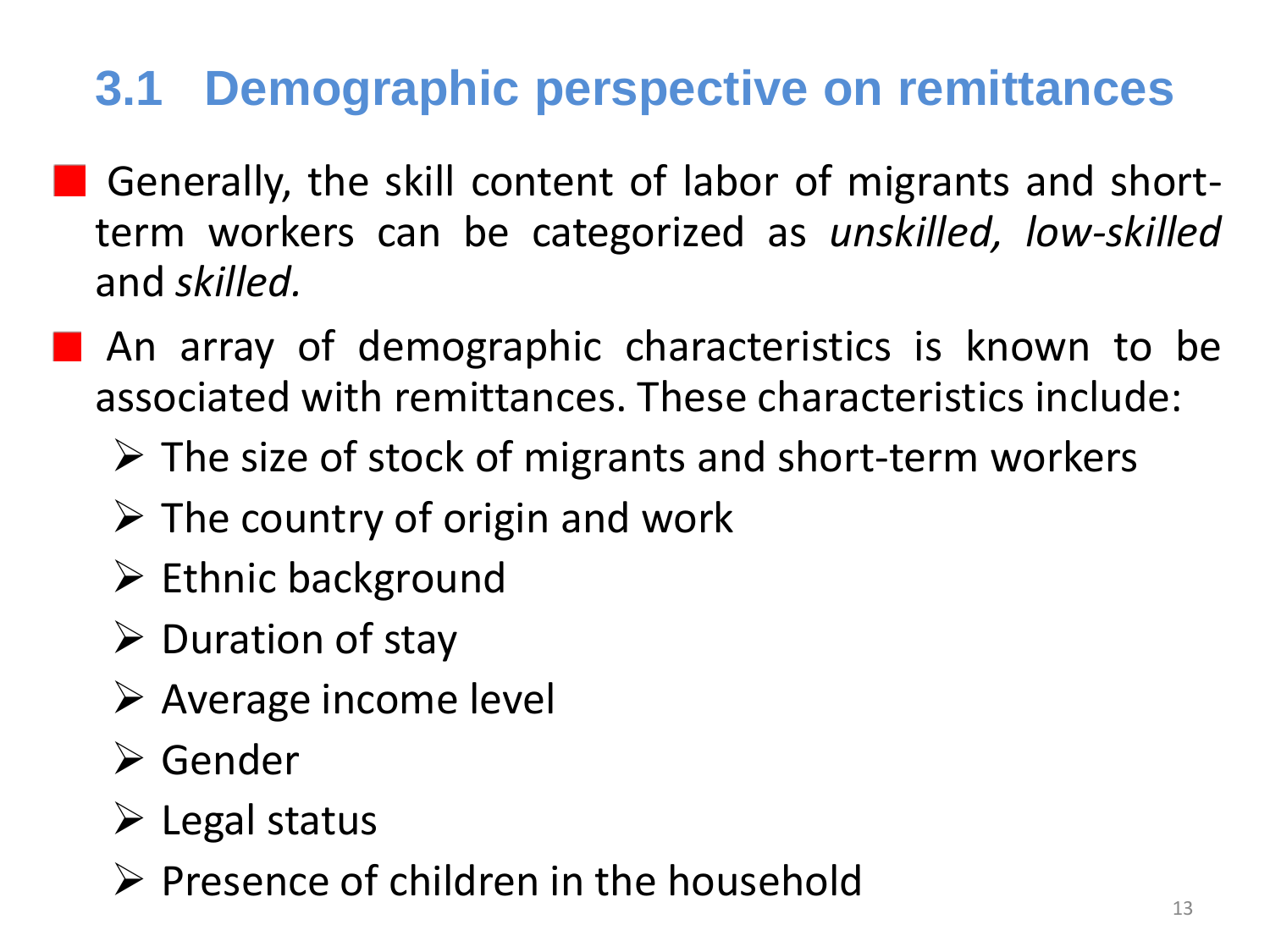## 3.1 Demographic perspective on remittances

- Generally, the skill content of labor of migrants and short-term workers can be categorized as *unskilled, low-skilled* and *skilled.*
- An array of demographic characteristics is known to be associated with remittances. These characteristics include:
  - The size of stock of migrants and short-term workers
  - The country of origin and work
  - Ethnic background
  - Duration of stay
  - Average income level
  - Gender
  - Legal status
  - Presence of children in the household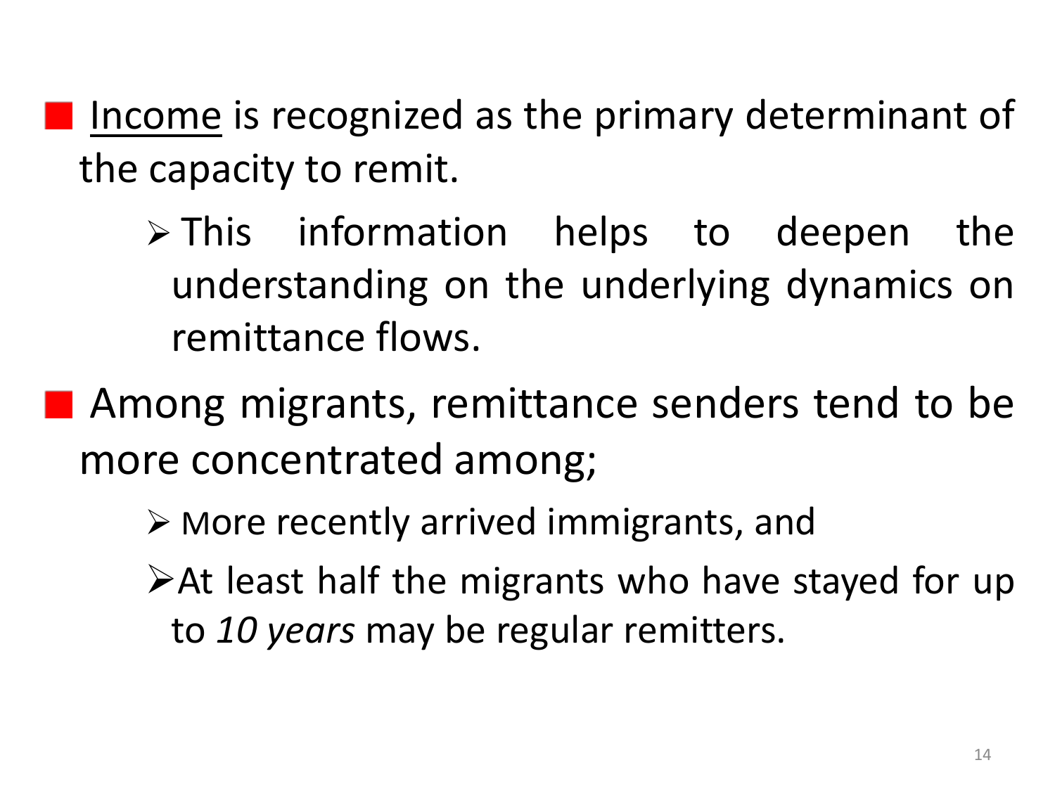- <u>Income</u> is recognized as the primary determinant of the capacity to remit.
  - This information helps to deepen the understanding on the underlying dynamics on remittance flows.
- Among migrants, remittance senders tend to be more concentrated among;
  - More recently arrived immigrants, and
  - At least half the migrants who have stayed for up to *10 years* may be regular remitters.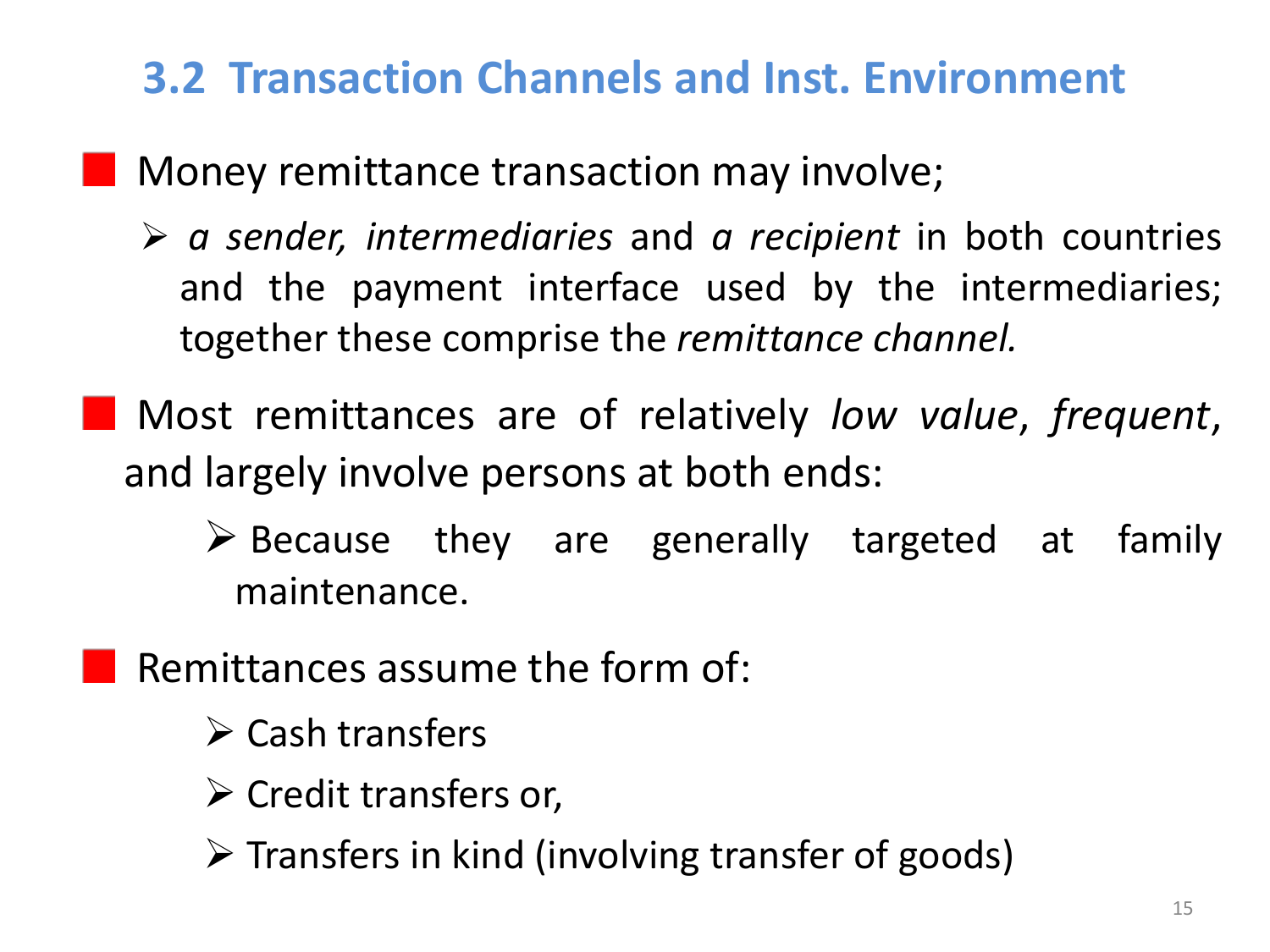## 3.2 Transaction Channels and Inst. Environment

- Money remittance transaction may involve;
  - *a sender, intermediaries* and *a recipient* in both countries and the payment interface used by the intermediaries; together these comprise the *remittance channel.*
- Most remittances are of relatively *low value*, *frequent*, and largely involve persons at both ends:
  - Because they are generally targeted at family maintenance.
- Remittances assume the form of:
  - Cash transfers
  - Credit transfers or,
  - Transfers in kind (involving transfer of goods)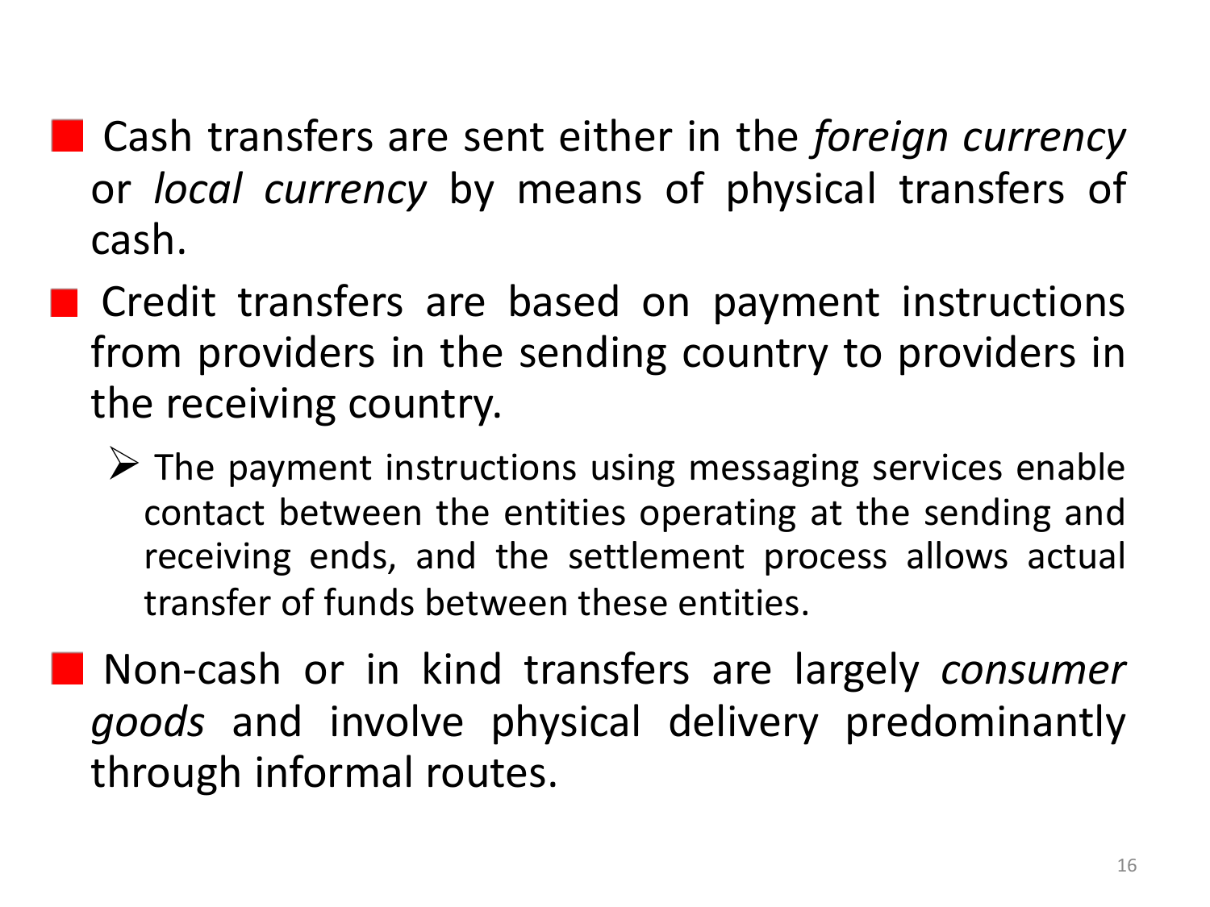- Cash transfers are sent either in the *foreign currency* or *local currency* by means of physical transfers of cash.
- Credit transfers are based on payment instructions from providers in the sending country to providers in the receiving country.
  - The payment instructions using messaging services enable contact between the entities operating at the sending and receiving ends, and the settlement process allows actual transfer of funds between these entities.
- Non-cash or in kind transfers are largely *consumer goods* and involve physical delivery predominantly through informal routes.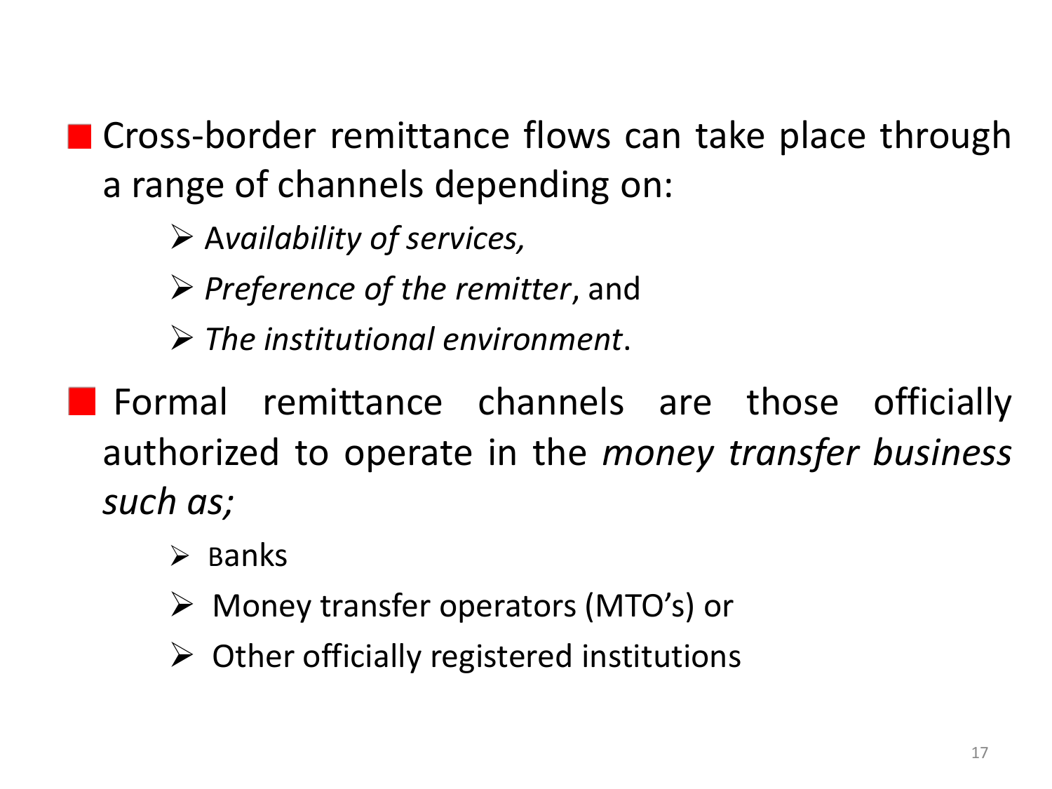- Cross-border remittance flows can take place through a range of channels depending on:
  - A*vailability of services,*
  - *Preference of the remitter*, and
  - *The institutional environment*.
- Formal remittance channels are those officially authorized to operate in the *money transfer business such as;*
  - Banks
  - Money transfer operators (MTO's) or
  - Other officially registered institutions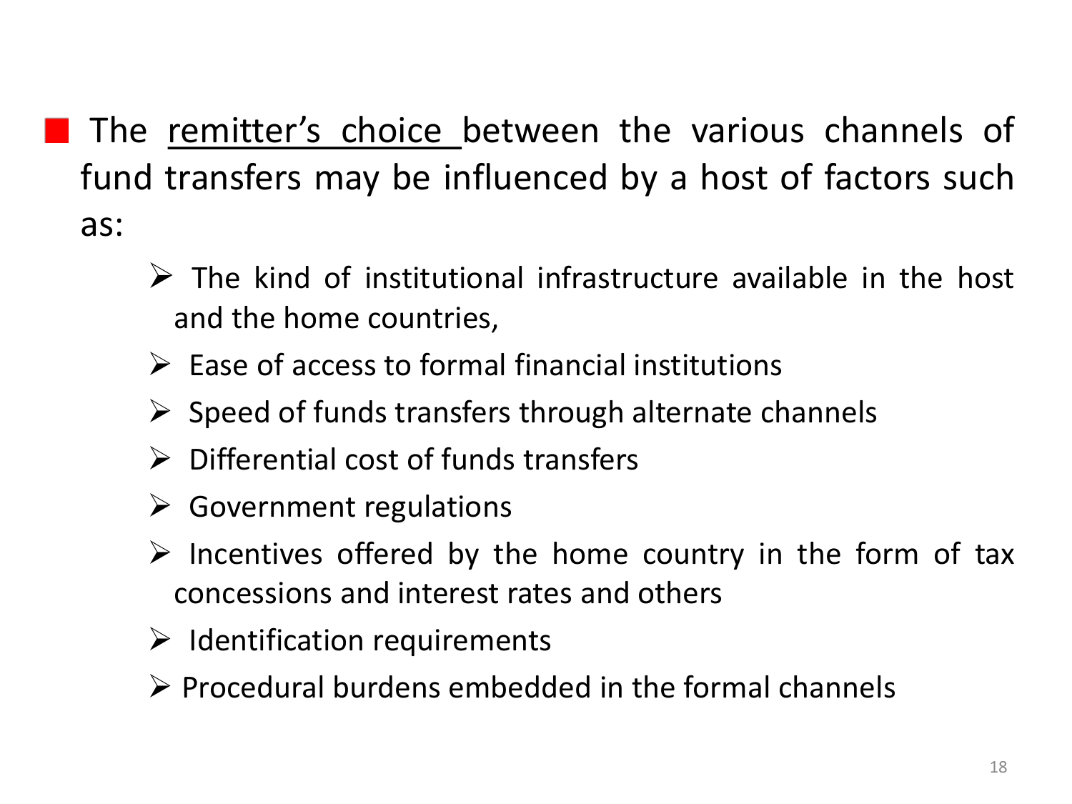- The <u>remitter's choice</u> between the various channels of fund transfers may be influenced by a host of factors such as:
  - The kind of institutional infrastructure available in the host and the home countries,
  - Ease of access to formal financial institutions
  - Speed of funds transfers through alternate channels
  - Differential cost of funds transfers
  - Government regulations
  - Incentives offered by the home country in the form of tax concessions and interest rates and others
  - Identification requirements
  - Procedural burdens embedded in the formal channels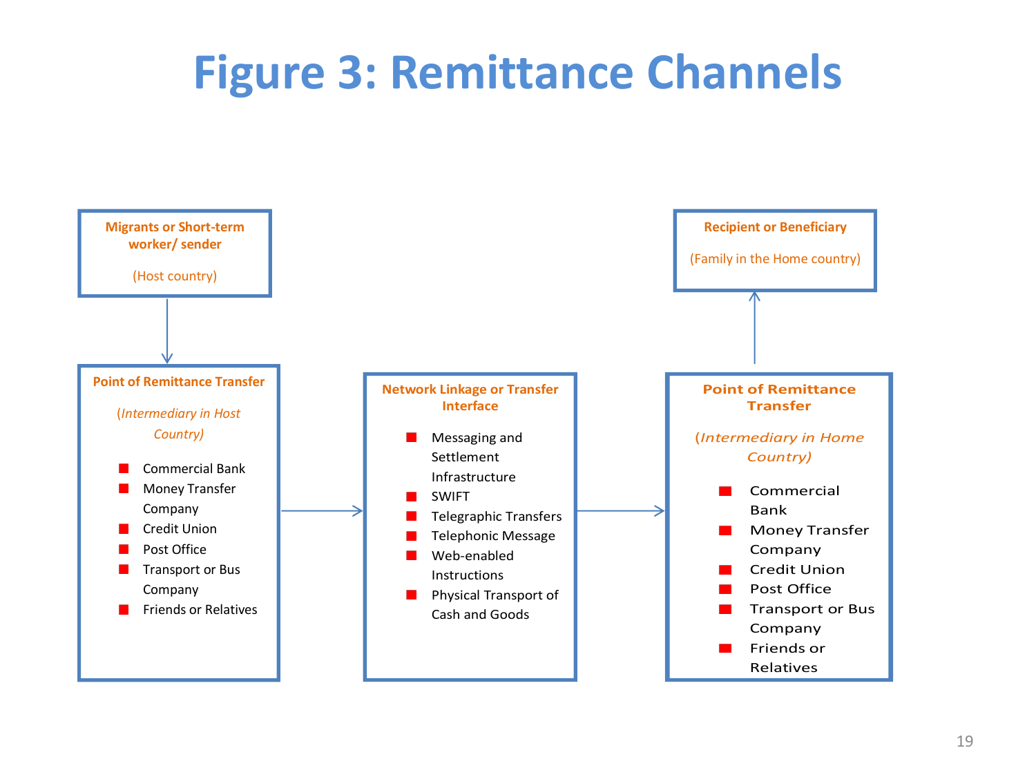# Figure 3: Remittance Channels

**Migrants or Short-term worker/ sender**

(Host country)

↓

**Point of Remittance Transfer**

*(Intermediary in Host Country)*

- Commercial Bank
- Money Transfer Company
- Credit Union
- Post Office
- Transport or Bus Company
- Friends or Relatives

→

**Network Linkage or Transfer Interface**

- Messaging and Settlement Infrastructure
- SWIFT
- Telegraphic Transfers
- Telephonic Message
- Web-enabled Instructions
- Physical Transport of Cash and Goods

→

**Point of Remittance Transfer**

*(Intermediary in Home Country)*

- Commercial Bank
- Money Transfer Company
- Credit Union
- Post Office
- Transport or Bus Company
- Friends or Relatives

↑

**Recipient or Beneficiary**

(Family in the Home country)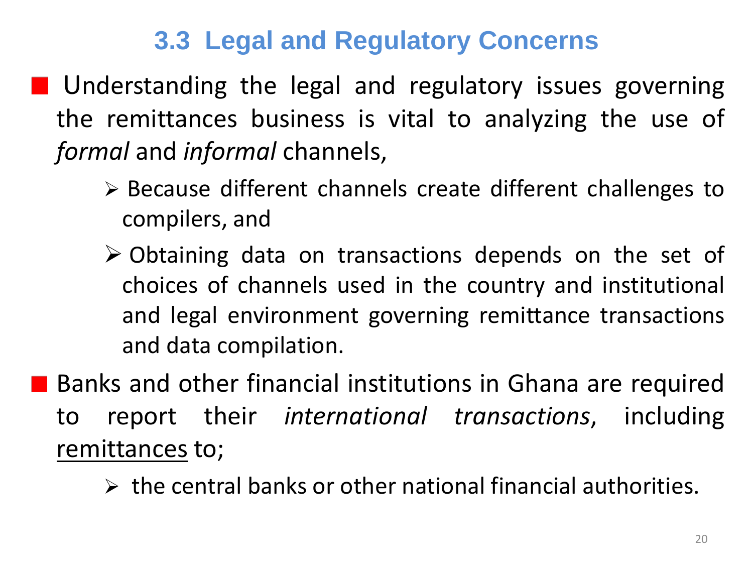## 3.3 Legal and Regulatory Concerns

- Understanding the legal and regulatory issues governing the remittances business is vital to analyzing the use of *formal* and *informal* channels,
  - Because different channels create different challenges to compilers, and
  - Obtaining data on transactions depends on the set of choices of channels used in the country and institutional and legal environment governing remittance transactions and data compilation.
- Banks and other financial institutions in Ghana are required to report their *international transactions*, including <u>remittances</u> to;
  - the central banks or other national financial authorities.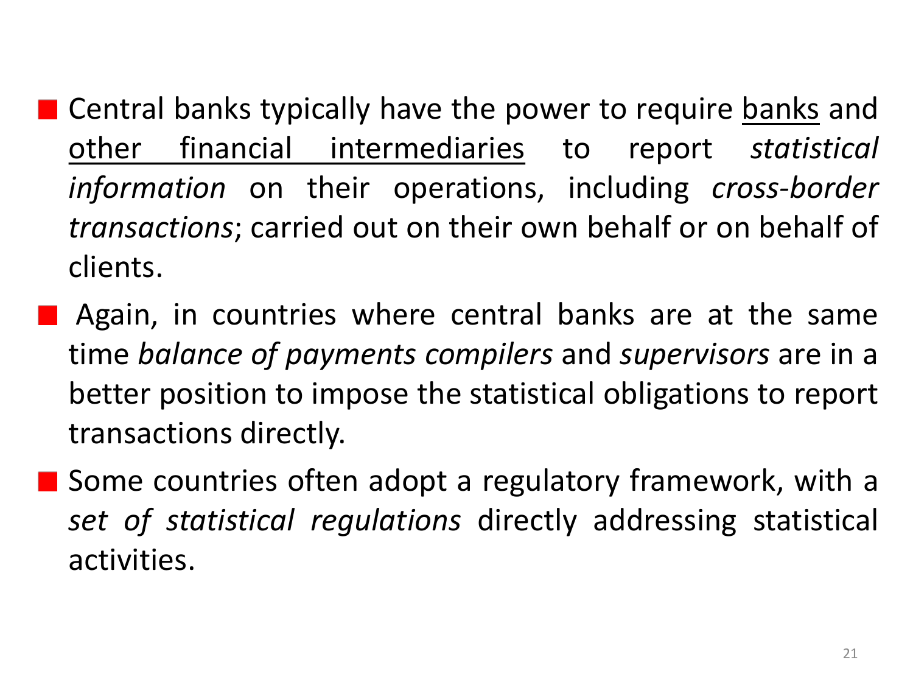- Central banks typically have the power to require banks and other financial intermediaries to report *statistical information* on their operations, including *cross-border transactions*; carried out on their own behalf or on behalf of clients.
- Again, in countries where central banks are at the same time *balance of payments compilers* and *supervisors* are in a better position to impose the statistical obligations to report transactions directly.
- Some countries often adopt a regulatory framework, with a *set of statistical regulations* directly addressing statistical activities.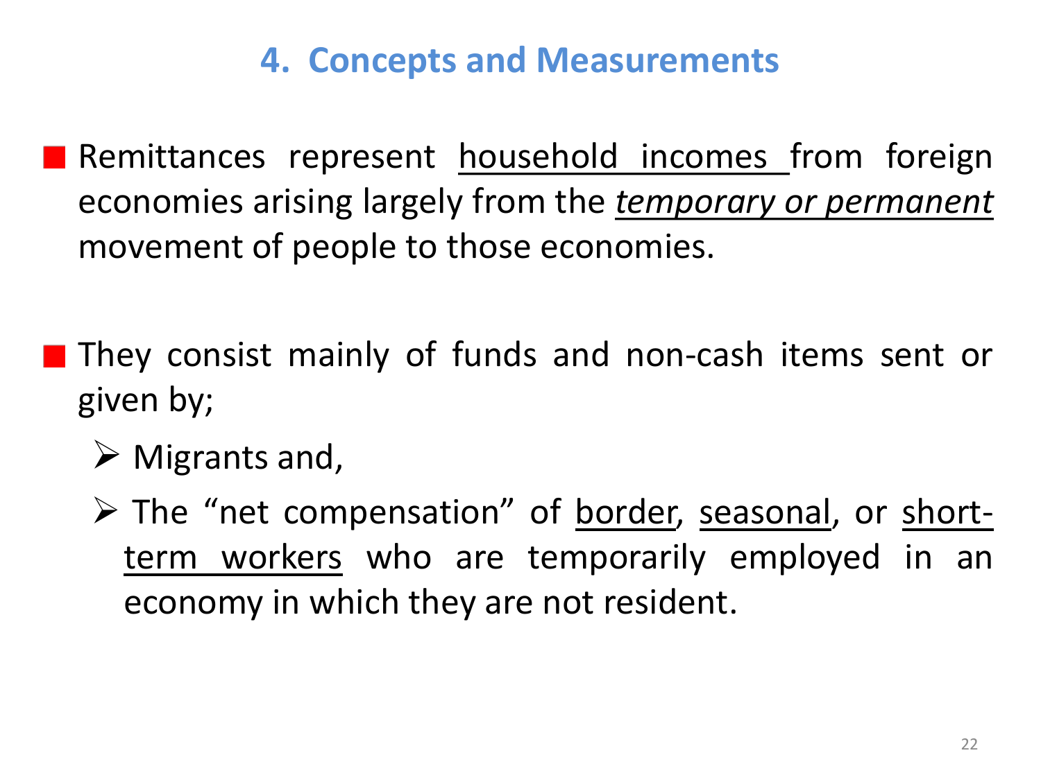## 4. Concepts and Measurements

- Remittances represent household incomes from foreign economies arising largely from the ***temporary or permanent*** movement of people to those economies.

- They consist mainly of funds and non-cash items sent or given by;
  - Migrants and,
  - The "net compensation" of border, seasonal, or short-term workers who are temporarily employed in an economy in which they are not resident.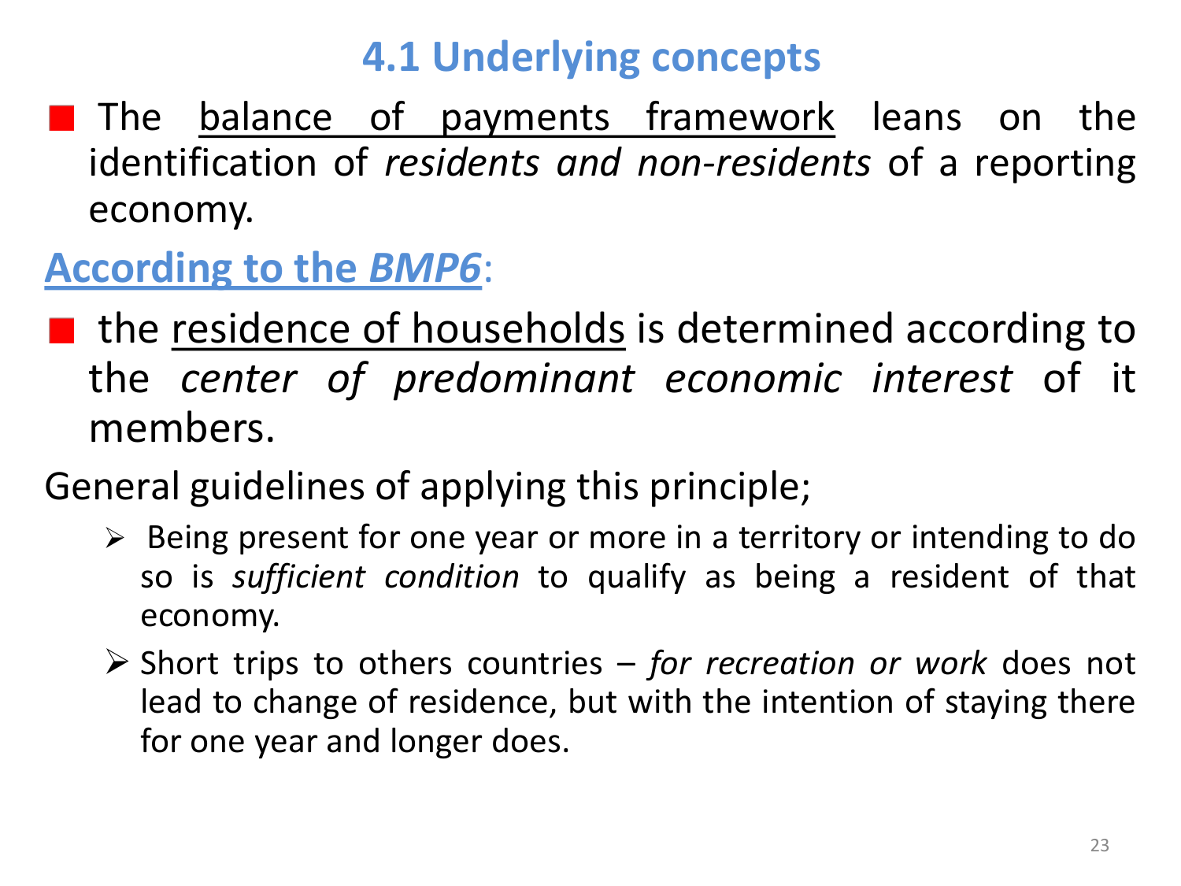## 4.1 Underlying concepts

- The balance of payments framework leans on the identification of *residents and non-residents* of a reporting economy.

**According to the *BMP6*:**

- the residence of households is determined according to the *center of predominant economic interest* of it members.

General guidelines of applying this principle;

- Being present for one year or more in a territory or intending to do so is *sufficient condition* to qualify as being a resident of that economy.
- Short trips to others countries – *for recreation or work* does not lead to change of residence, but with the intention of staying there for one year and longer does.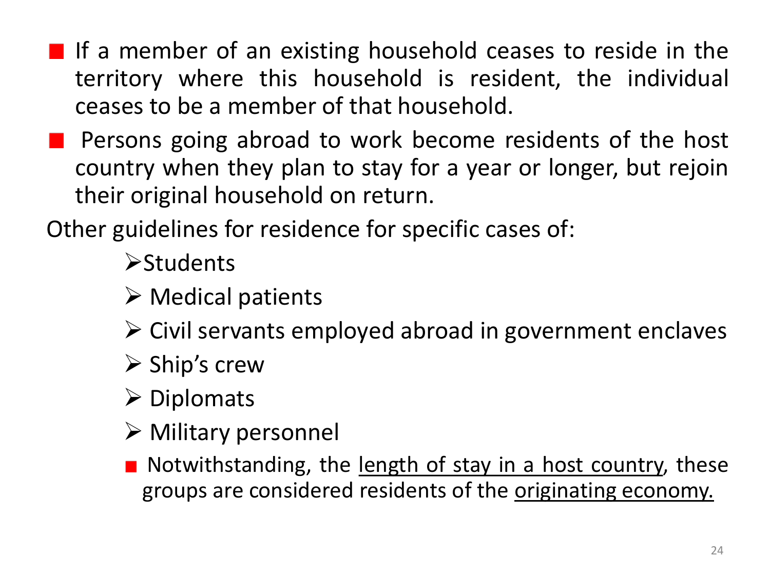- If a member of an existing household ceases to reside in the territory where this household is resident, the individual ceases to be a member of that household.
- Persons going abroad to work become residents of the host country when they plan to stay for a year or longer, but rejoin their original household on return.

Other guidelines for residence for specific cases of:

- Students
- Medical patients
- Civil servants employed abroad in government enclaves
- Ship's crew
- Diplomats
- Military personnel
  - Notwithstanding, the <u>length of stay in a host country</u>, these groups are considered residents of the <u>originating economy.</u>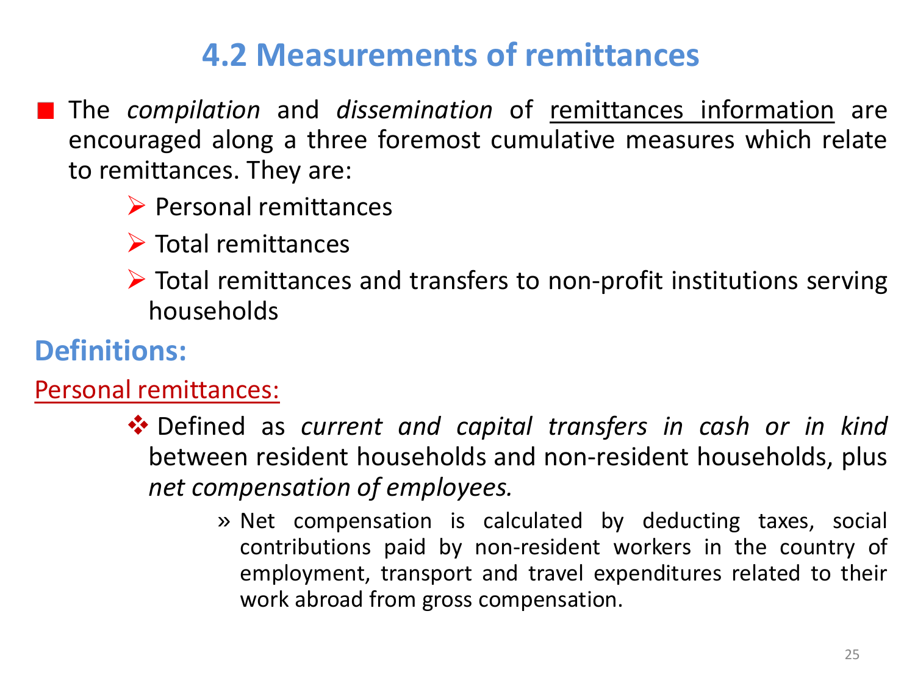# 4.2 Measurements of remittances

- The *compilation* and *dissemination* of remittances information are encouraged along a three foremost cumulative measures which relate to remittances. They are:
  - Personal remittances
  - Total remittances
  - Total remittances and transfers to non-profit institutions serving households

## Definitions:

### Personal remittances:

- Defined as *current and capital transfers in cash or in kind* between resident households and non-resident households, plus *net compensation of employees.*
  - Net compensation is calculated by deducting taxes, social contributions paid by non-resident workers in the country of employment, transport and travel expenditures related to their work abroad from gross compensation.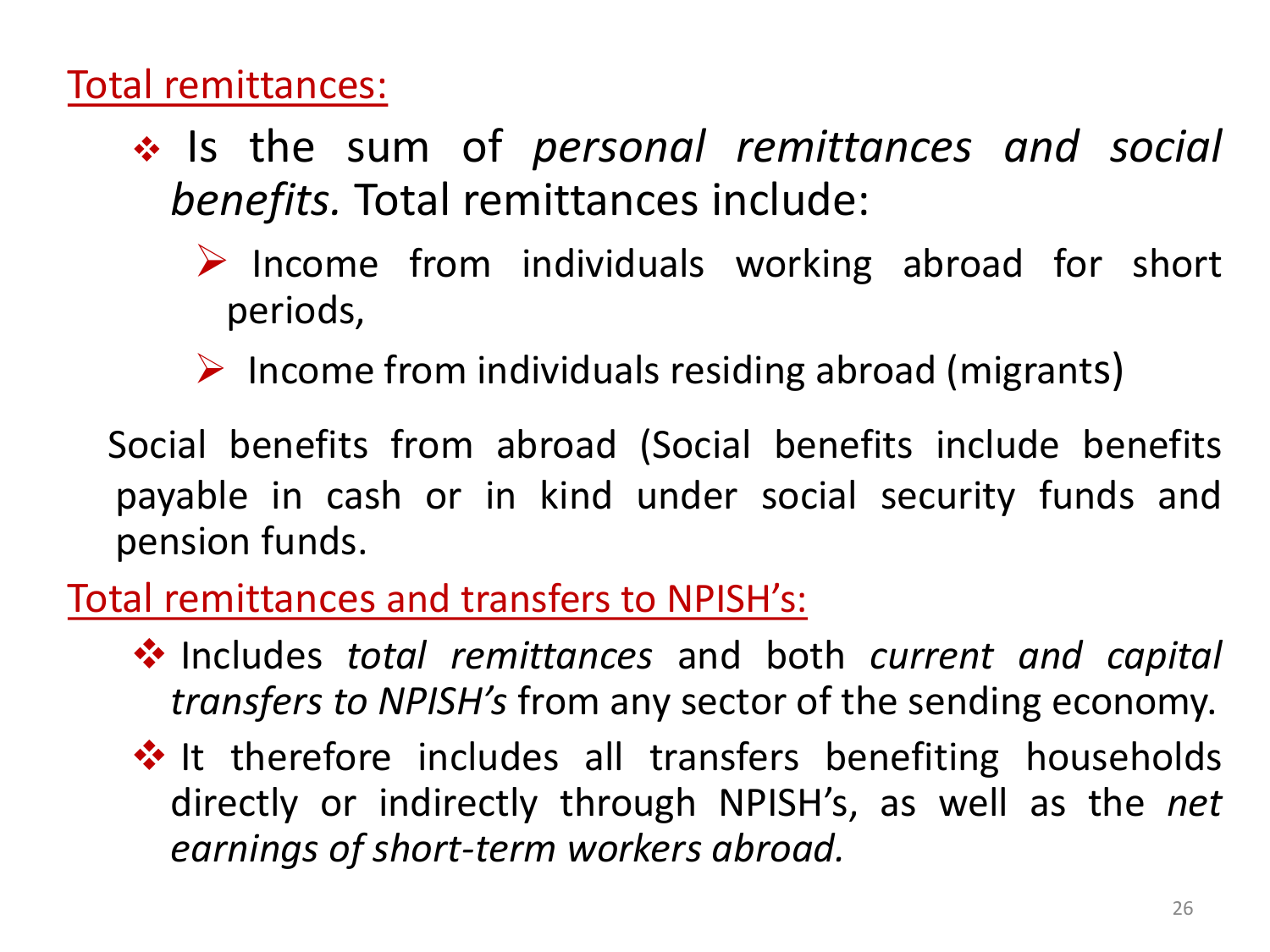## Total remittances:

- Is the sum of *personal remittances and social benefits.* Total remittances include:
  - Income from individuals working abroad for short periods,
  - Income from individuals residing abroad (migrants)

Social benefits from abroad (Social benefits include benefits payable in cash or in kind under social security funds and pension funds.

## Total remittances and transfers to NPISH's:

- Includes *total remittances* and both *current and capital transfers to NPISH's* from any sector of the sending economy.
- It therefore includes all transfers benefiting households directly or indirectly through NPISH's, as well as the *net earnings of short-term workers abroad.*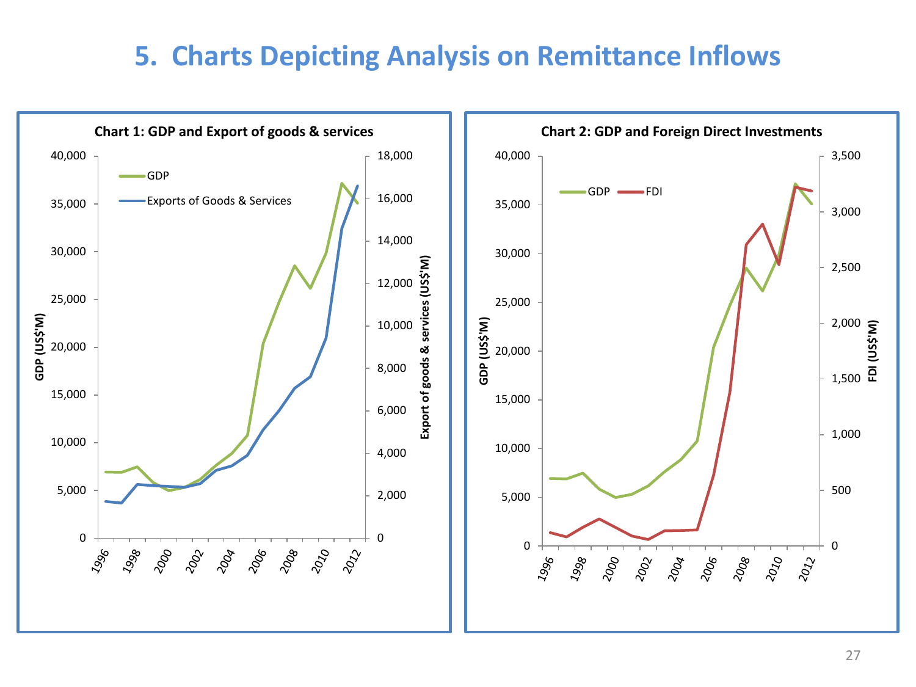# 5. Charts Depicting Analysis on Remittance Inflows

**Chart 1: GDP and Export of goods & services**

**Chart 2: GDP and Foreign Direct Investments**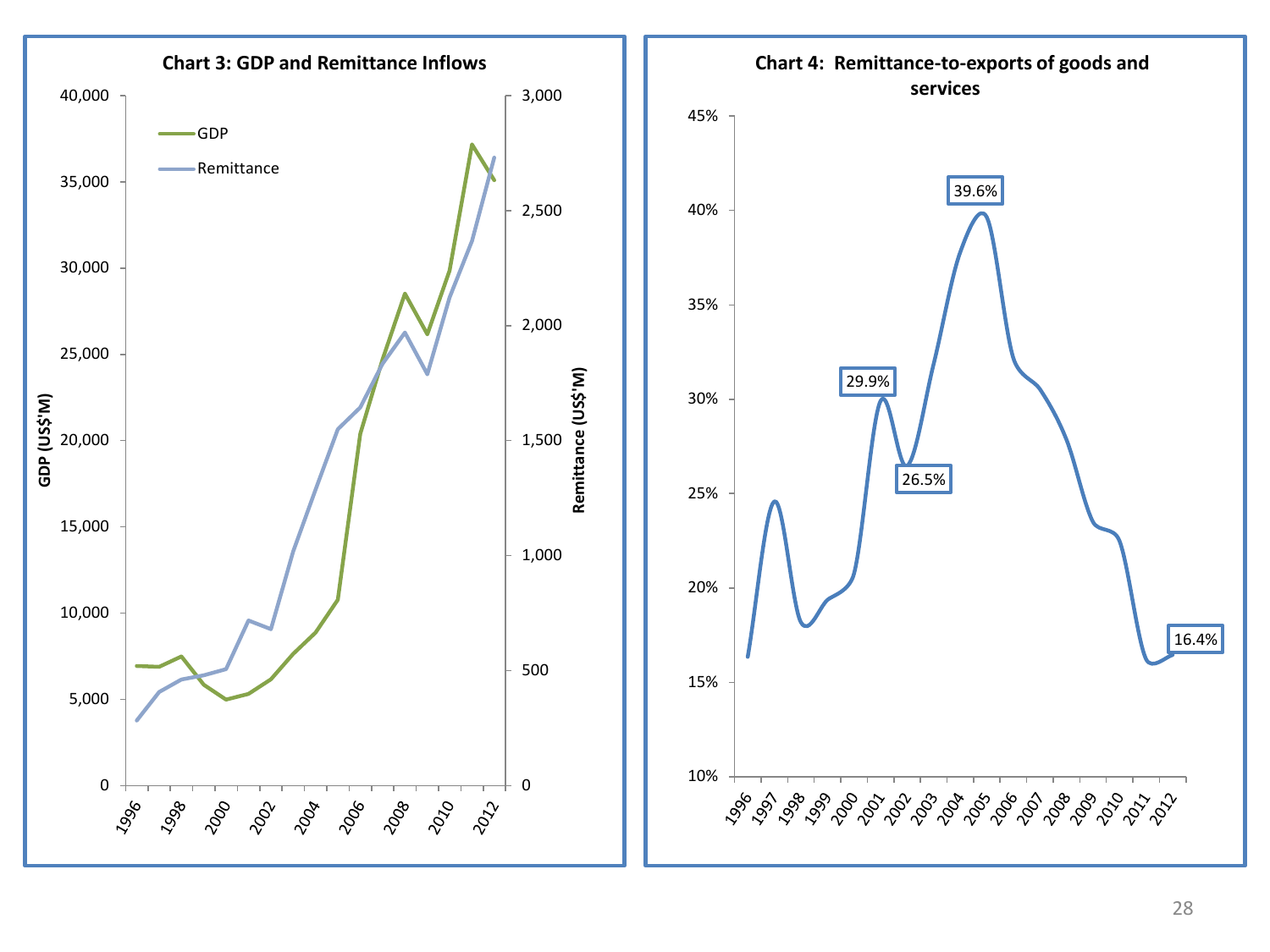**Chart 3: GDP and Remittance Inflows**

**Chart 4: Remittance-to-exports of goods and services**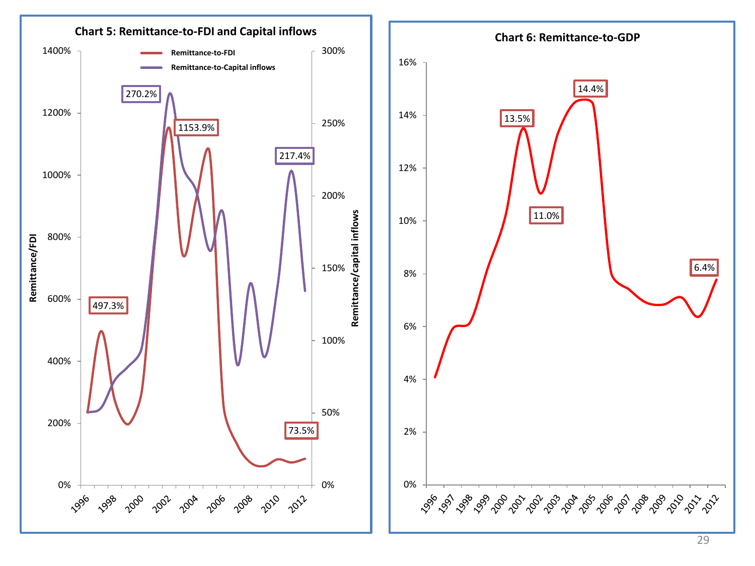**Chart 5: Remittance-to-FDI and Capital inflows**

**Chart 6: Remittance-to-GDP**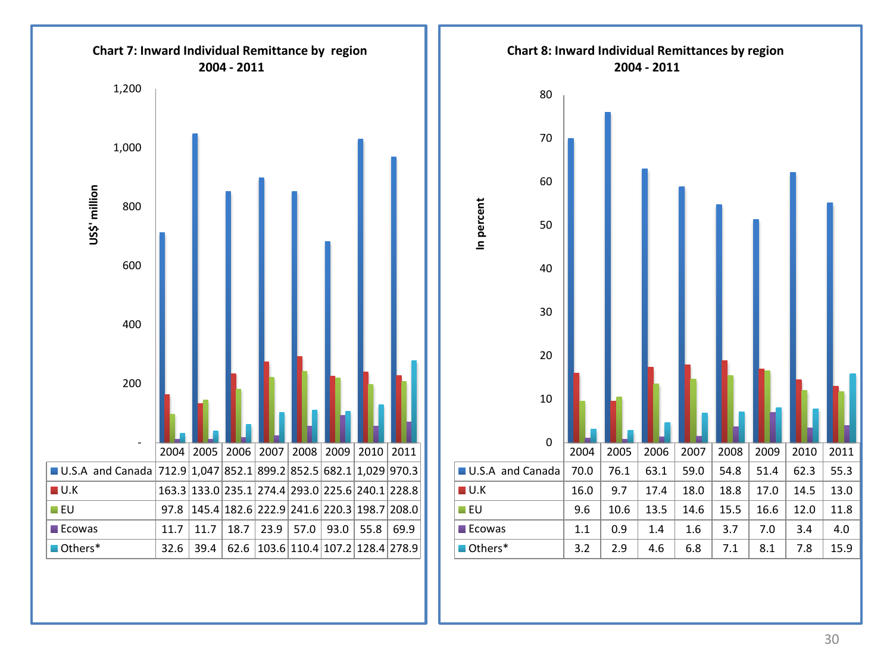**Chart 7: Inward Individual Remittance by region 2004 - 2011**

US$' million

| | 2004 | 2005 | 2006 | 2007 | 2008 | 2009 | 2010 | 2011 |
|---|---|---|---|---|---|---|---|---|
| U.S.A and Canada | 712.9 | 1,047 | 852.1 | 899.2 | 852.5 | 682.1 | 1,029 | 970.3 |
| U.K | 163.3 | 133.0 | 235.1 | 274.4 | 293.0 | 225.6 | 240.1 | 228.8 |
| EU | 97.8 | 145.4 | 182.6 | 222.9 | 241.6 | 220.3 | 198.7 | 208.0 |
| Ecowas | 11.7 | 11.7 | 18.7 | 23.9 | 57.0 | 93.0 | 55.8 | 69.9 |
| Others* | 32.6 | 39.4 | 62.6 | 103.6 | 110.4 | 107.2 | 128.4 | 278.9 |

**Chart 8: Inward Individual Remittances by region 2004 - 2011**

In percent

| | 2004 | 2005 | 2006 | 2007 | 2008 | 2009 | 2010 | 2011 |
|---|---|---|---|---|---|---|---|---|
| U.S.A and Canada | 70.0 | 76.1 | 63.1 | 59.0 | 54.8 | 51.4 | 62.3 | 55.3 |
| U.K | 16.0 | 9.7 | 17.4 | 18.0 | 18.8 | 17.0 | 14.5 | 13.0 |
| EU | 9.6 | 10.6 | 13.5 | 14.6 | 15.5 | 16.6 | 12.0 | 11.8 |
| Ecowas | 1.1 | 0.9 | 1.4 | 1.6 | 3.7 | 7.0 | 3.4 | 4.0 |
| Others* | 3.2 | 2.9 | 4.6 | 6.8 | 7.1 | 8.1 | 7.8 | 15.9 |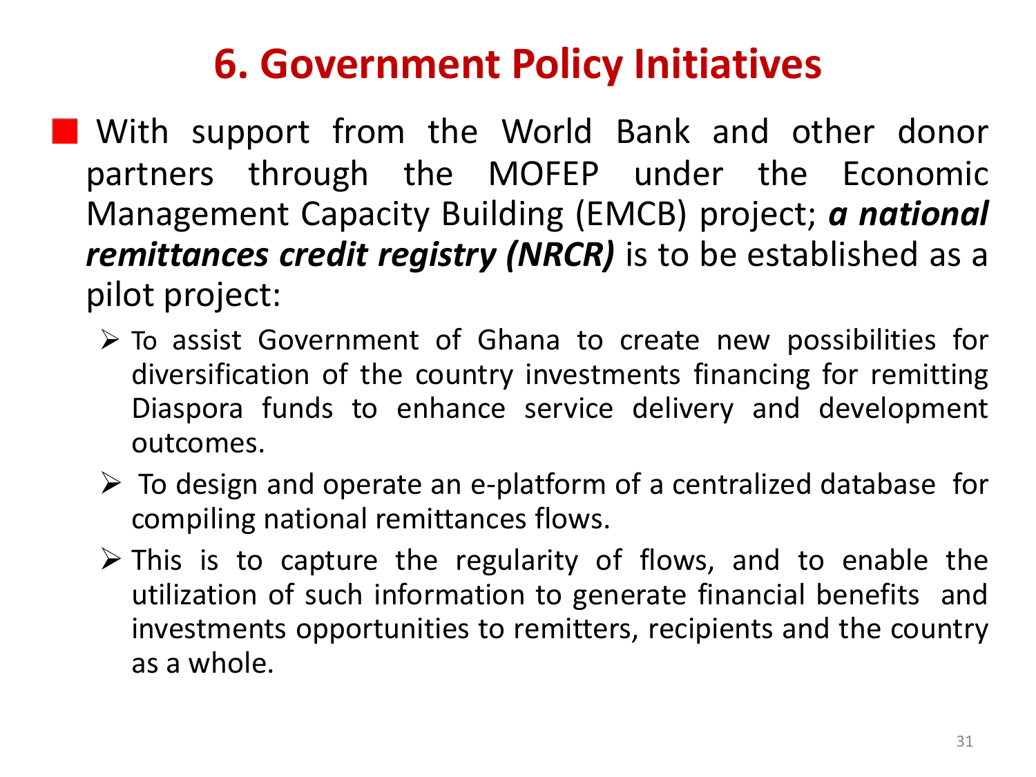# 6. Government Policy Initiatives

- With support from the World Bank and other donor partners through the MOFEP under the Economic Management Capacity Building (EMCB) project; ***a national remittances credit registry (NRCR)*** is to be established as a pilot project:
  - To assist Government of Ghana to create new possibilities for diversification of the country investments financing for remitting Diaspora funds to enhance service delivery and development outcomes.
  - To design and operate an e-platform of a centralized database for compiling national remittances flows.
  - This is to capture the regularity of flows, and to enable the utilization of such information to generate financial benefits and investments opportunities to remitters, recipients and the country as a whole.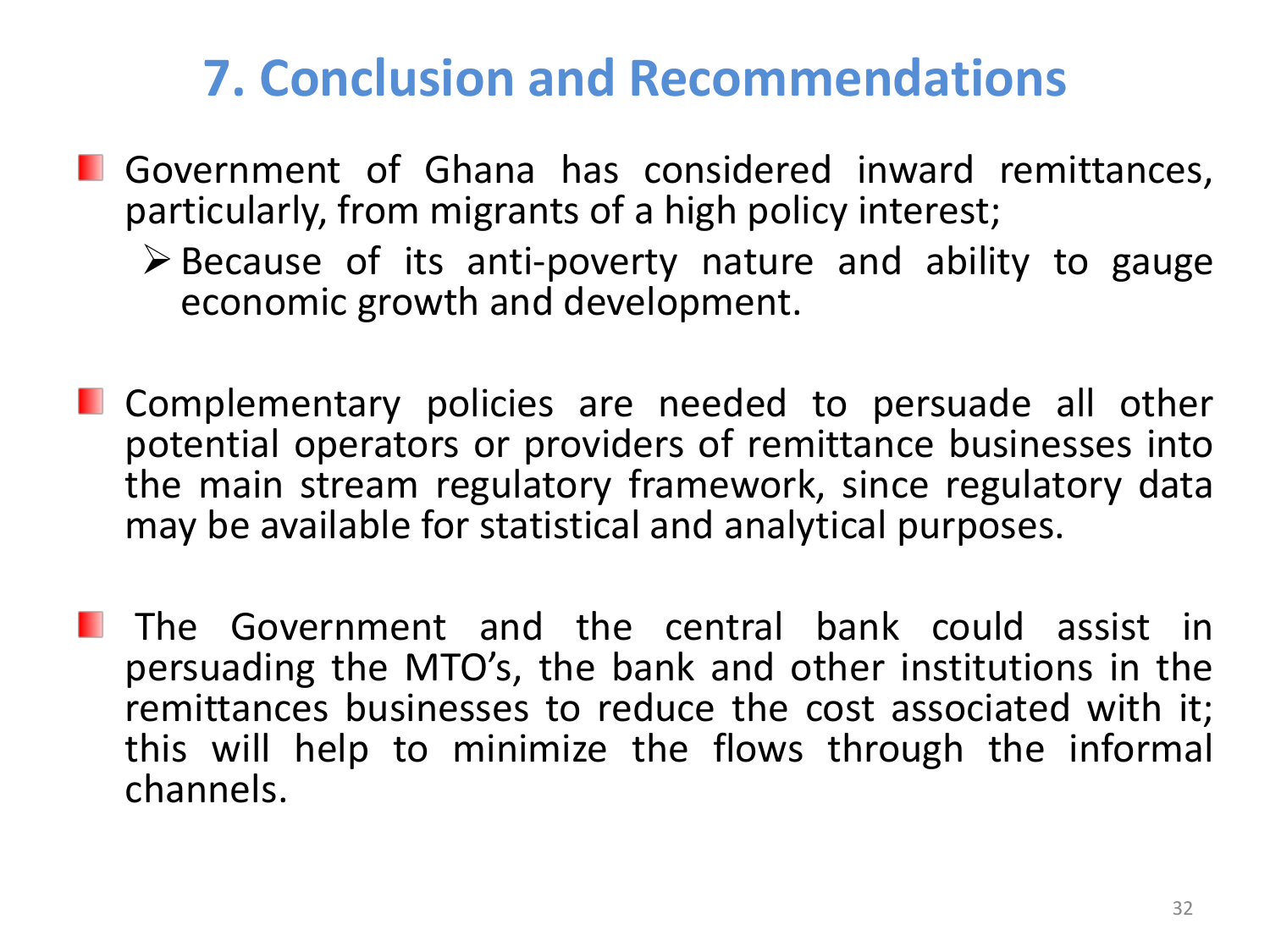# 7. Conclusion and Recommendations

- Government of Ghana has considered inward remittances, particularly, from migrants of a high policy interest;
  - Because of its anti-poverty nature and ability to gauge economic growth and development.

- Complementary policies are needed to persuade all other potential operators or providers of remittance businesses into the main stream regulatory framework, since regulatory data may be available for statistical and analytical purposes.

- The Government and the central bank could assist in persuading the MTO's, the bank and other institutions in the remittances businesses to reduce the cost associated with it; this will help to minimize the flows through the informal channels.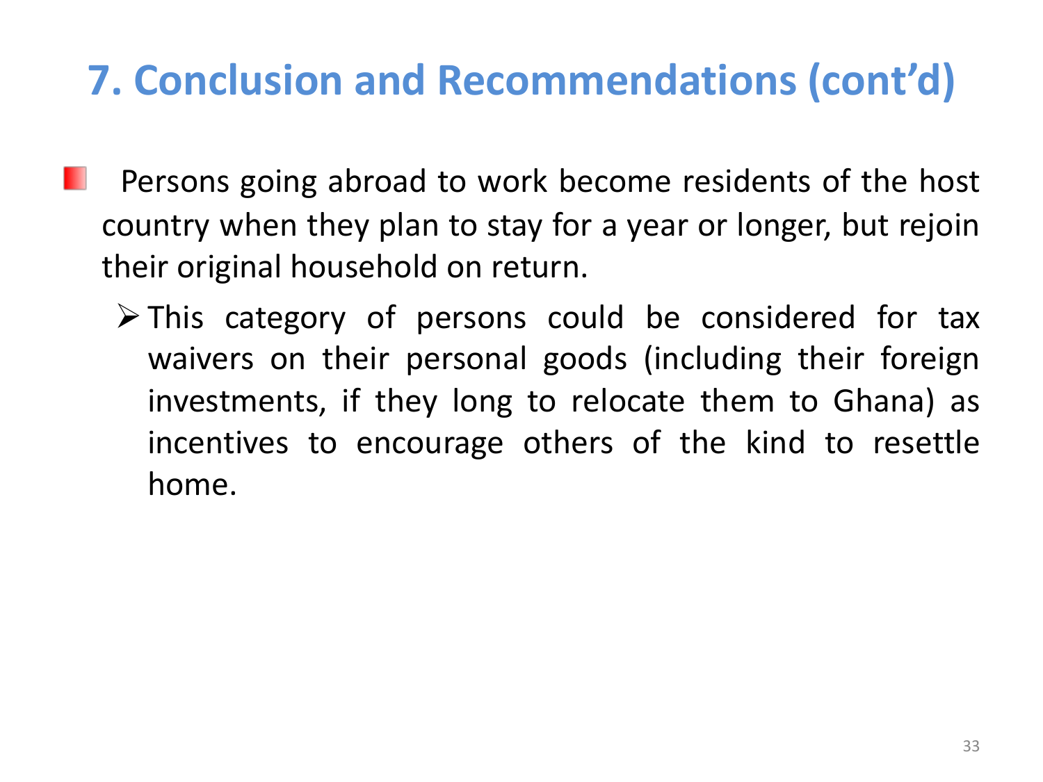# 7. Conclusion and Recommendations (cont'd)

- Persons going abroad to work become residents of the host country when they plan to stay for a year or longer, but rejoin their original household on return.
  - This category of persons could be considered for tax waivers on their personal goods (including their foreign investments, if they long to relocate them to Ghana) as incentives to encourage others of the kind to resettle home.